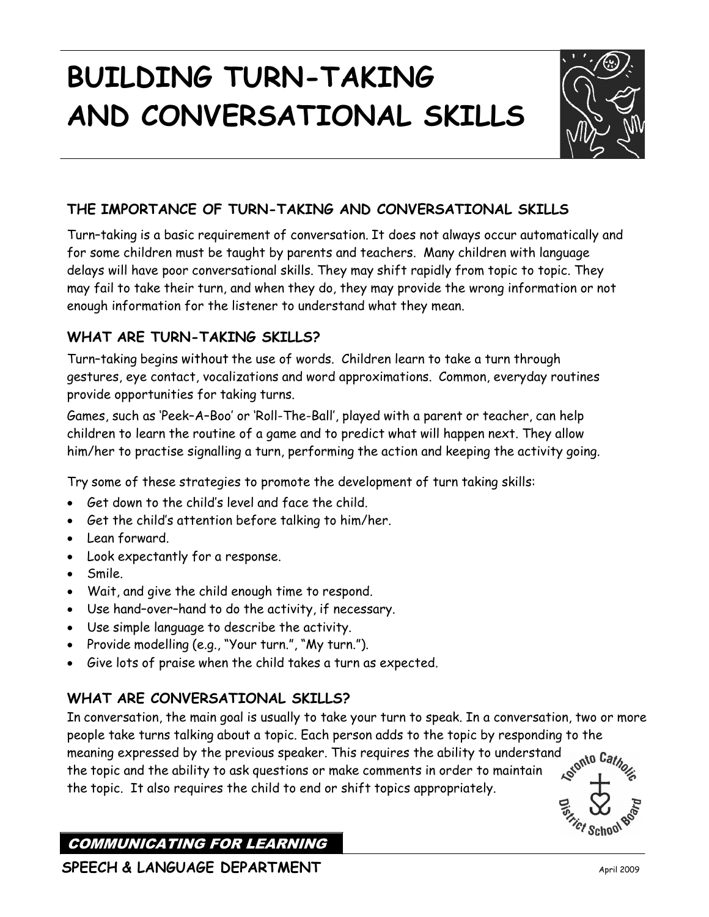# BUILDING TURN-TAKING AND CONVERSATIONAL SKILLS

## THE IMPORTANCE OF TURN-TAKING AND CONVERSATIONAL SKILLS

Turn–taking is a basic requirement of conversation. It does not always occur automatically and for some children must be taught by parents and teachers. Many children with language delays will have poor conversational skills. They may shift rapidly from topic to topic. They may fail to take their turn, and when they do, they may provide the wrong information or not enough information for the listener to understand what they mean.

## WHAT ARE TURN-TAKING SKILLS?

Turn–taking begins without the use of words. Children learn to take a turn through gestures, eye contact, vocalizations and word approximations. Common, everyday routines provide opportunities for taking turns.

Games, such as 'Peek–A–Boo' or 'Roll-The-Ball', played with a parent or teacher, can help children to learn the routine of a game and to predict what will happen next. They allow him/her to practise signalling a turn, performing the action and keeping the activity going.

Try some of these strategies to promote the development of turn taking skills:

- Get down to the child's level and face the child.
- Get the child's attention before talking to him/her.
- Lean forward.
- Look expectantly for a response.
- Smile.
- Wait, and give the child enough time to respond.
- Use hand–over–hand to do the activity, if necessary.
- Use simple language to describe the activity.
- Provide modelling (e.g., "Your turn.", "My turn.").
- Give lots of praise when the child takes a turn as expected.

## WHAT ARE CONVERSATIONAL SKILLS?

In conversation, the main goal is usually to take your turn to speak. In a conversation, two or more people take turns talking about a topic. Each person adds to the topic by responding to the meaning expressed by the previous speaker. This requires the ability to understand the topic and the ability to ask questions or make comments in order to maintain the topic. It also requires the child to end or shift topics appropriately.

COMMUNICATING FOR LEARNING

SPEECH & LANGUAGE DEPARTMENT

April 2009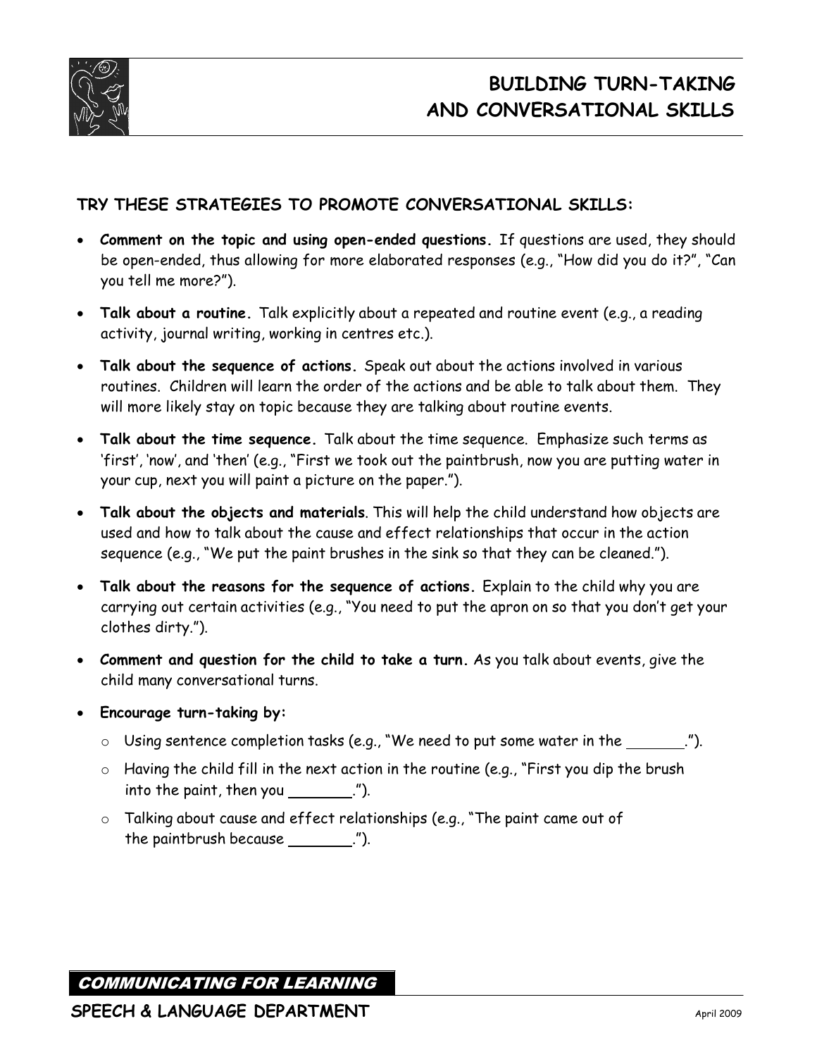# BUILDING TURN-TAKING AND CONVERSATIONAL SKILLS

## TRY THESE STRATEGIES TO PROMOTE CONVERSATIONAL SKILLS:

- **Comment on the topic and using open-ended questions.** If questions are used, they should be open-ended, thus allowing for more elaborated responses (e.g., "How did you do it?", "Can you tell me more?").
- **Talk about a routine.** Talk explicitly about a repeated and routine event (e.g., a reading activity, journal writing, working in centres etc.).
- **Talk about the sequence of actions.** Speak out about the actions involved in various routines. Children will learn the order of the actions and be able to talk about them. They will more likely stay on topic because they are talking about routine events.
- **Talk about the time sequence.** Talk about the time sequence. Emphasize such terms as 'first', 'now', and 'then' (e.g., "First we took out the paintbrush, now you are putting water in your cup, next you will paint a picture on the paper.").
- **Talk about the objects and materials**. This will help the child understand how objects are used and how to talk about the cause and effect relationships that occur in the action sequence (e.g., "We put the paint brushes in the sink so that they can be cleaned.").
- **Talk about the reasons for the sequence of actions.** Explain to the child why you are carrying out certain activities (e.g., "You need to put the apron on so that you don't get your clothes dirty.").
- **Comment and question for the child to take a turn.** As you talk about events, give the child many conversational turns.
- **Encourage turn-taking by:**
  - Using sentence completion tasks (e.g., "We need to put some water in the _______.").
  - Having the child fill in the next action in the routine (e.g., "First you dip the brush into the paint, then you _______.").
  - Talking about cause and effect relationships (e.g., "The paint came out of the paintbrush because _______.").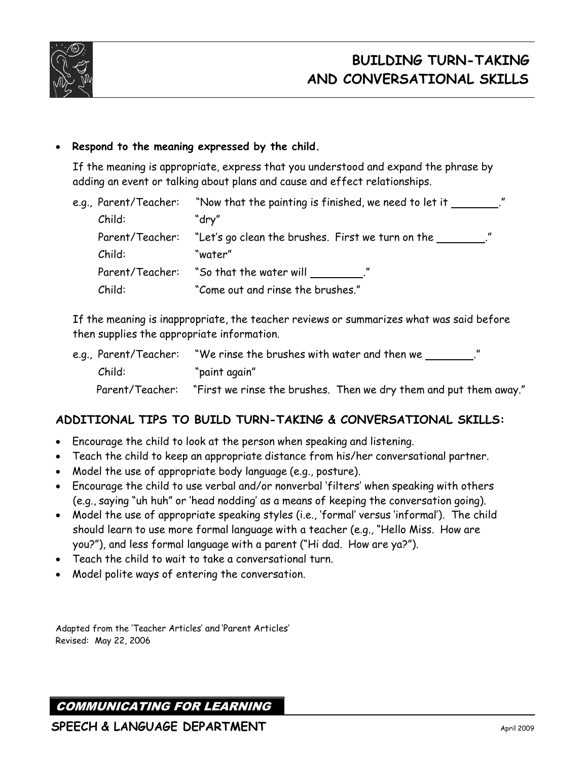# BUILDING TURN-TAKING AND CONVERSATIONAL SKILLS

- **Respond to the meaning expressed by the child.**

  If the meaning is appropriate, express that you understood and expand the phrase by adding an event or talking about plans and cause and effect relationships.

  e.g., Parent/Teacher: "Now that the painting is finished, we need to let it ________."
  Child: "dry"
  Parent/Teacher: "Let's go clean the brushes. First we turn on the ________."
  Child: "water"
  Parent/Teacher: "So that the water will ________."
  Child: "Come out and rinse the brushes."

  If the meaning is inappropriate, the teacher reviews or summarizes what was said before then supplies the appropriate information.

  e.g., Parent/Teacher: "We rinse the brushes with water and then we ________."
  Child: "paint again"
  Parent/Teacher: "First we rinse the brushes. Then we dry them and put them away."

## ADDITIONAL TIPS TO BUILD TURN-TAKING & CONVERSATIONAL SKILLS:

- Encourage the child to look at the person when speaking and listening.
- Teach the child to keep an appropriate distance from his/her conversational partner.
- Model the use of appropriate body language (e.g., posture).
- Encourage the child to use verbal and/or nonverbal 'filters' when speaking with others (e.g., saying "uh huh" or 'head nodding' as a means of keeping the conversation going).
- Model the use of appropriate speaking styles (i.e., 'formal' versus 'informal'). The child should learn to use more formal language with a teacher (e.g., "Hello Miss. How are you?"), and less formal language with a parent ("Hi dad. How are ya?").
- Teach the child to wait to take a conversational turn.
- Model polite ways of entering the conversation.

Adapted from the 'Teacher Articles' and 'Parent Articles'
Revised: May 22, 2006